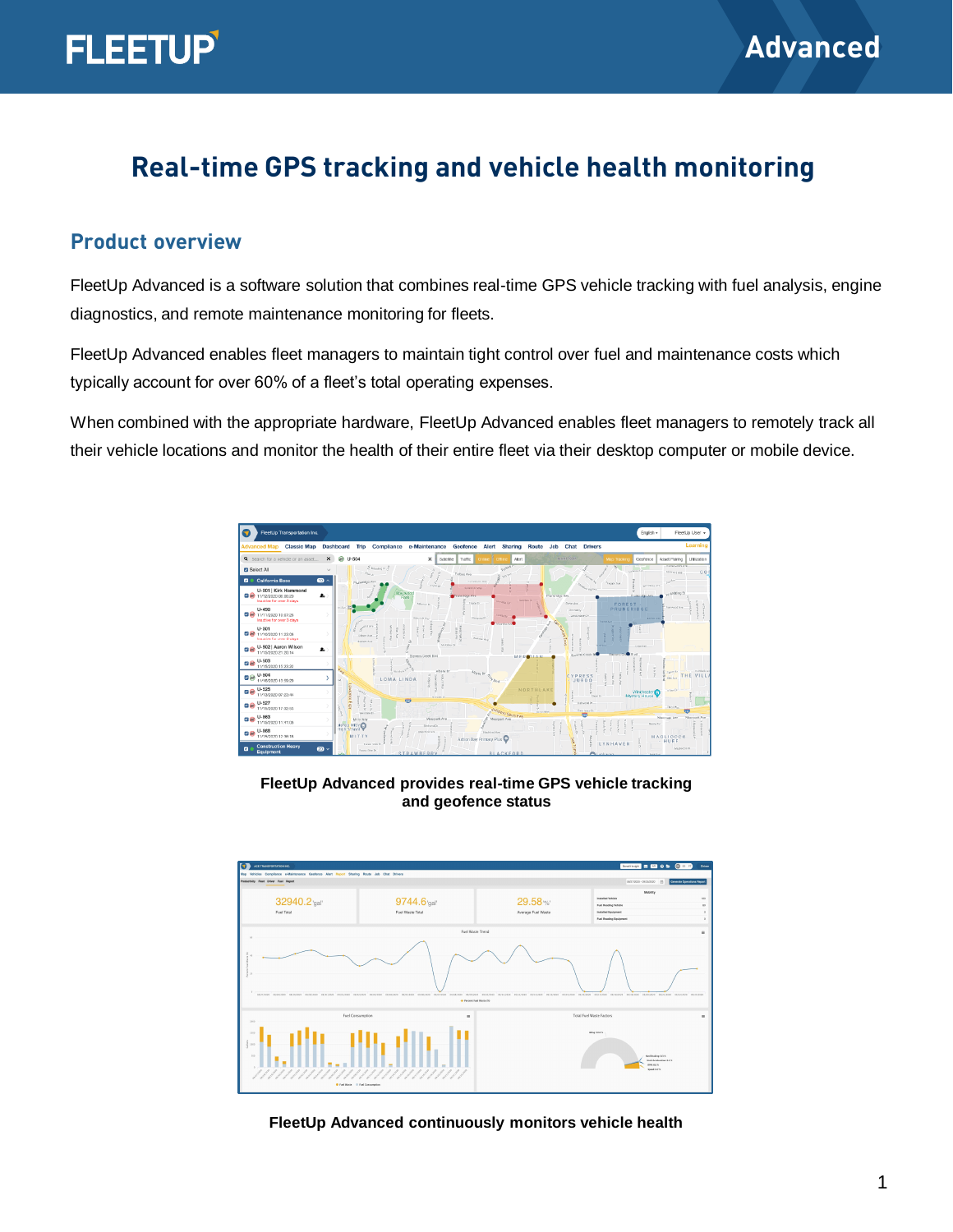# Real-time GPS tracking and vehicle health monitoring

## Product overview

FleetUp Advanced is a software solution that combines real-time GPS vehicle tracking with fuel analysis, engine diagnostics, and remote maintenance monitoring for fleets.

FleetUp Advanced enables fleet managers to maintain tight control over fuel and maintenance costs which typically account for over 60% of a fleet's total operating expenses.

When combined with the appropriate hardware, FleetUp Advanced enables fleet managers to remotely track all their vehicle locations and monitor the health of their entire fleet via their desktop computer or mobile device.

**FleetUp Advanced provides real-time GPS vehicle tracking and geofence status**

**FleetUp Advanced continuously monitors vehicle health**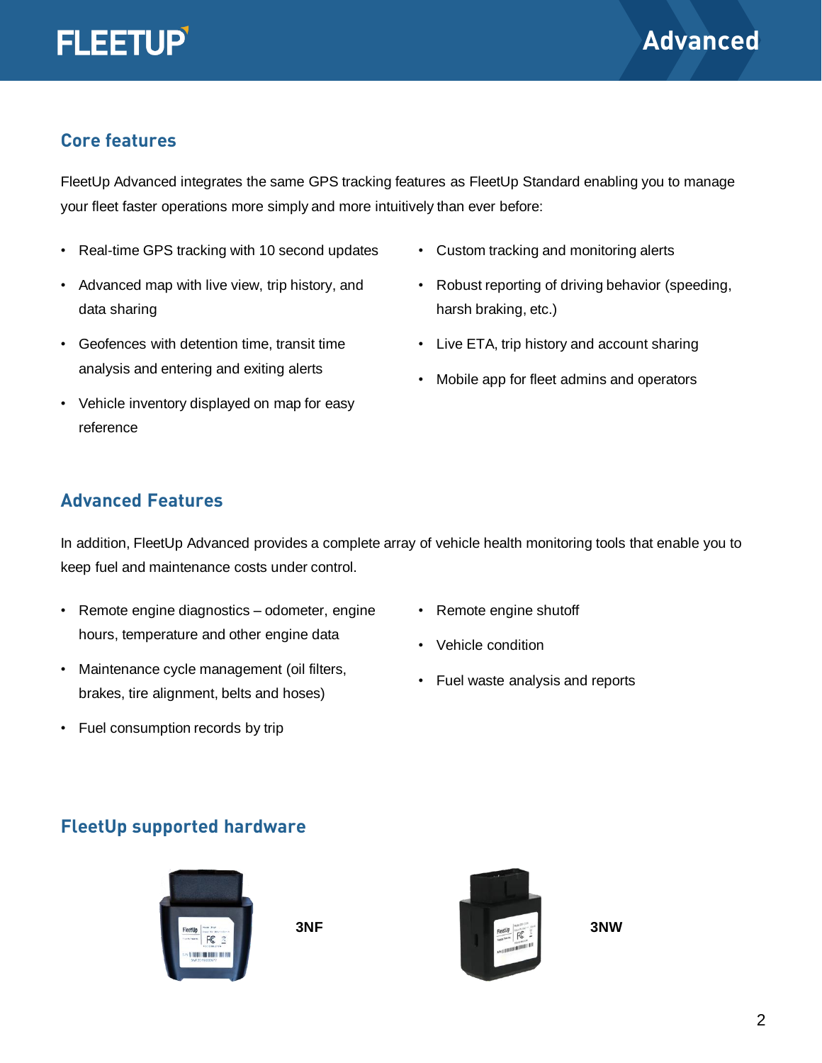FLEETUP

# Advanced

## Core features

FleetUp Advanced integrates the same GPS tracking features as FleetUp Standard enabling you to manage your fleet faster operations more simply and more intuitively than ever before:

- Real-time GPS tracking with 10 second updates
- Advanced map with live view, trip history, and data sharing
- Geofences with detention time, transit time analysis and entering and exiting alerts
- Vehicle inventory displayed on map for easy reference
- Custom tracking and monitoring alerts
- Robust reporting of driving behavior (speeding, harsh braking, etc.)
- Live ETA, trip history and account sharing
- Mobile app for fleet admins and operators

## Advanced Features

In addition, FleetUp Advanced provides a complete array of vehicle health monitoring tools that enable you to keep fuel and maintenance costs under control.

- Remote engine diagnostics – odometer, engine hours, temperature and other engine data
- Maintenance cycle management (oil filters, brakes, tire alignment, belts and hoses)
- Fuel consumption records by trip
- Remote engine shutoff
- Vehicle condition
- Fuel waste analysis and reports

## FleetUp supported hardware

**3NF**

**3NW**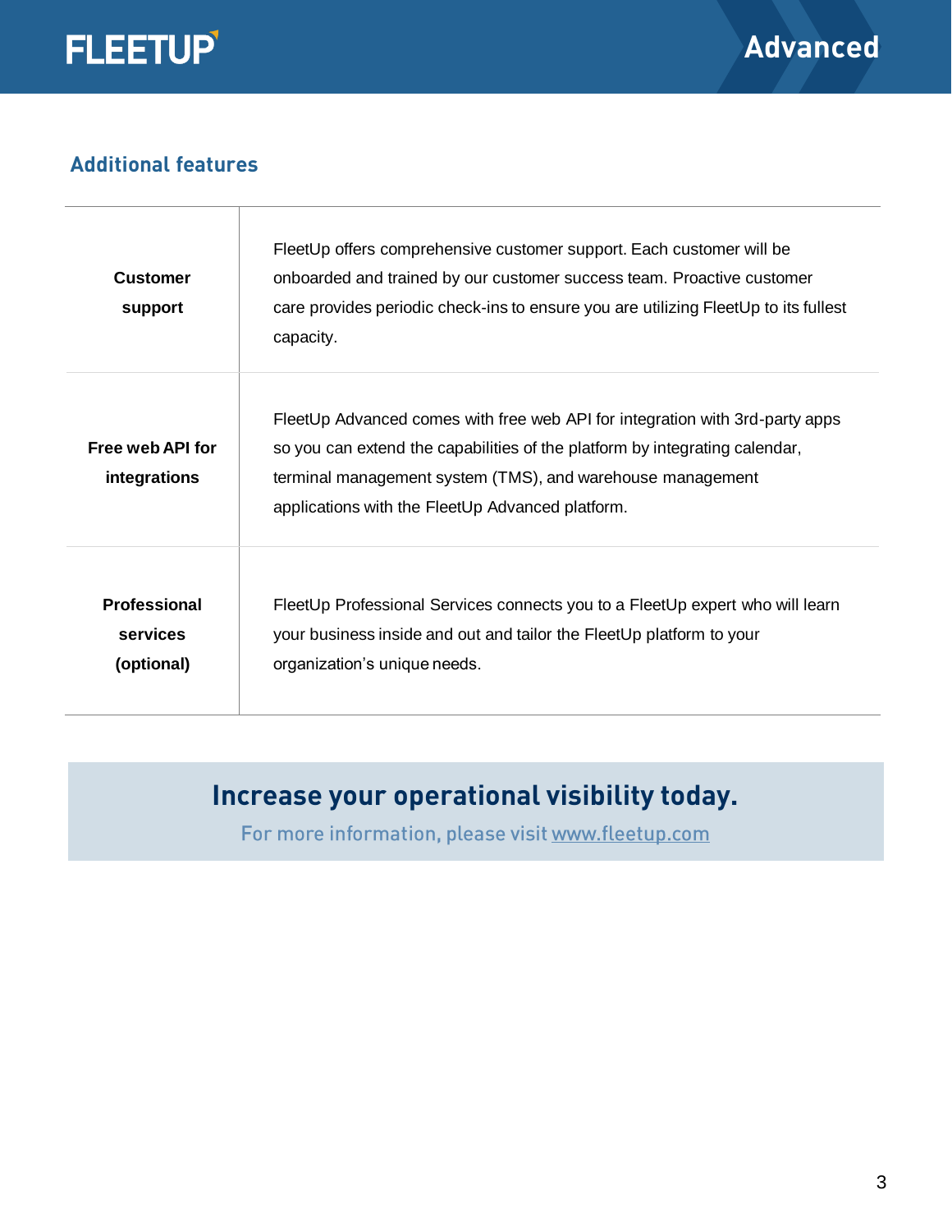## Additional features

| | |
|---|---|
| **Customer support** | FleetUp offers comprehensive customer support. Each customer will be onboarded and trained by our customer success team. Proactive customer care provides periodic check-ins to ensure you are utilizing FleetUp to its fullest capacity. |
| **Free web API for integrations** | FleetUp Advanced comes with free web API for integration with 3rd-party apps so you can extend the capabilities of the platform by integrating calendar, terminal management system (TMS), and warehouse management applications with the FleetUp Advanced platform. |
| **Professional services (optional)** | FleetUp Professional Services connects you to a FleetUp expert who will learn your business inside and out and tailor the FleetUp platform to your organization's unique needs. |

**Increase your operational visibility today.**

For more information, please visit www.fleetup.com